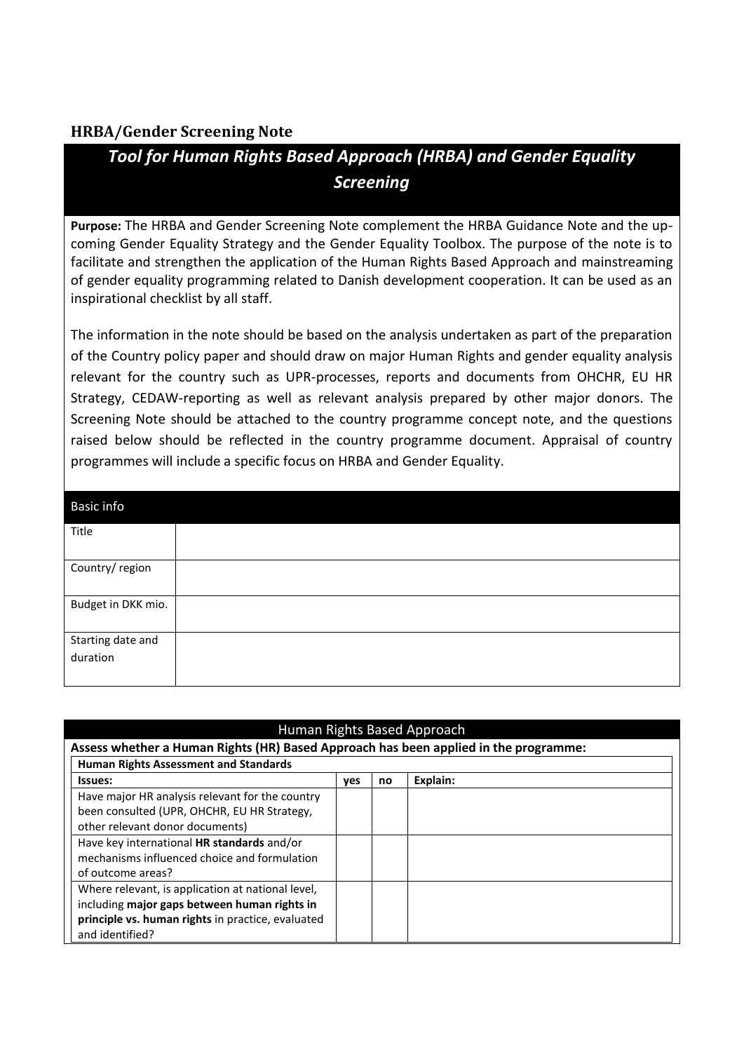## HRBA/Gender Screening Note

# *Tool for Human Rights Based Approach (HRBA) and Gender Equality Screening*

**Purpose:** The HRBA and Gender Screening Note complement the HRBA Guidance Note and the up-coming Gender Equality Strategy and the Gender Equality Toolbox. The purpose of the note is to facilitate and strengthen the application of the Human Rights Based Approach and mainstreaming of gender equality programming related to Danish development cooperation. It can be used as an inspirational checklist by all staff.

The information in the note should be based on the analysis undertaken as part of the preparation of the Country policy paper and should draw on major Human Rights and gender equality analysis relevant for the country such as UPR-processes, reports and documents from OHCHR, EU HR Strategy, CEDAW-reporting as well as relevant analysis prepared by other major donors. The Screening Note should be attached to the country programme concept note, and the questions raised below should be reflected in the country programme document. Appraisal of country programmes will include a specific focus on HRBA and Gender Equality.

| Basic info | |
|---|---|
| Title | |
| Country/ region | |
| Budget in DKK mio. | |
| Starting date and duration | |

| Human Rights Based Approach | | | |
|---|---|---|---|
| **Assess whether a Human Rights (HR) Based Approach has been applied in the programme:** | | | |
| **Human Rights Assessment and Standards** | | | |
| **Issues:** | **yes** | **no** | **Explain:** |
| Have major HR analysis relevant for the country been consulted (UPR, OHCHR, EU HR Strategy, other relevant donor documents) | | | |
| Have key international **HR standards** and/or mechanisms influenced choice and formulation of outcome areas? | | | |
| Where relevant, is application at national level, including **major gaps between human rights in principle vs. human rights** in practice, evaluated and identified? | | | |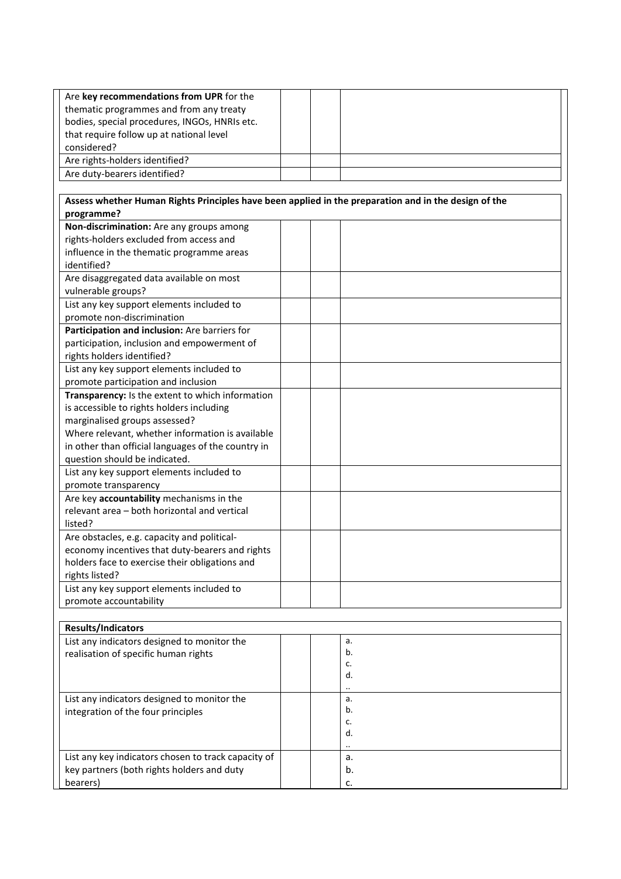| | | | |
|---|---|---|---|
| Are **key recommendations from UPR** for the thematic programmes and from any treaty bodies, special procedures, INGOs, HNRIs etc. that require follow up at national level considered? | | | |
| Are rights-holders identified? | | | |
| Are duty-bearers identified? | | | |

| **Assess whether Human Rights Principles have been applied in the preparation and in the design of the programme?** | | | |
|---|---|---|---|
| **Non-discrimination:** Are any groups among rights-holders excluded from access and influence in the thematic programme areas identified? | | | |
| Are disaggregated data available on most vulnerable groups? | | | |
| List any key support elements included to promote non-discrimination | | | |
| **Participation and inclusion:** Are barriers for participation, inclusion and empowerment of rights holders identified? | | | |
| List any key support elements included to promote participation and inclusion | | | |
| **Transparency:** Is the extent to which information is accessible to rights holders including marginalised groups assessed? Where relevant, whether information is available in other than official languages of the country in question should be indicated. | | | |
| List any key support elements included to promote transparency | | | |
| Are key **accountability** mechanisms in the relevant area – both horizontal and vertical listed? | | | |
| Are obstacles, e.g. capacity and political-economy incentives that duty-bearers and rights holders face to exercise their obligations and rights listed? | | | |
| List any key support elements included to promote accountability | | | |

| **Results/Indicators** | | | |
|---|---|---|---|
| List any indicators designed to monitor the realisation of specific human rights | | | a.<br>b.<br>c.<br>d.<br>.. |
| List any indicators designed to monitor the integration of the four principles | | | a.<br>b.<br>c.<br>d.<br>.. |
| List any key indicators chosen to track capacity of key partners (both rights holders and duty bearers) | | | a.<br>b.<br>c. |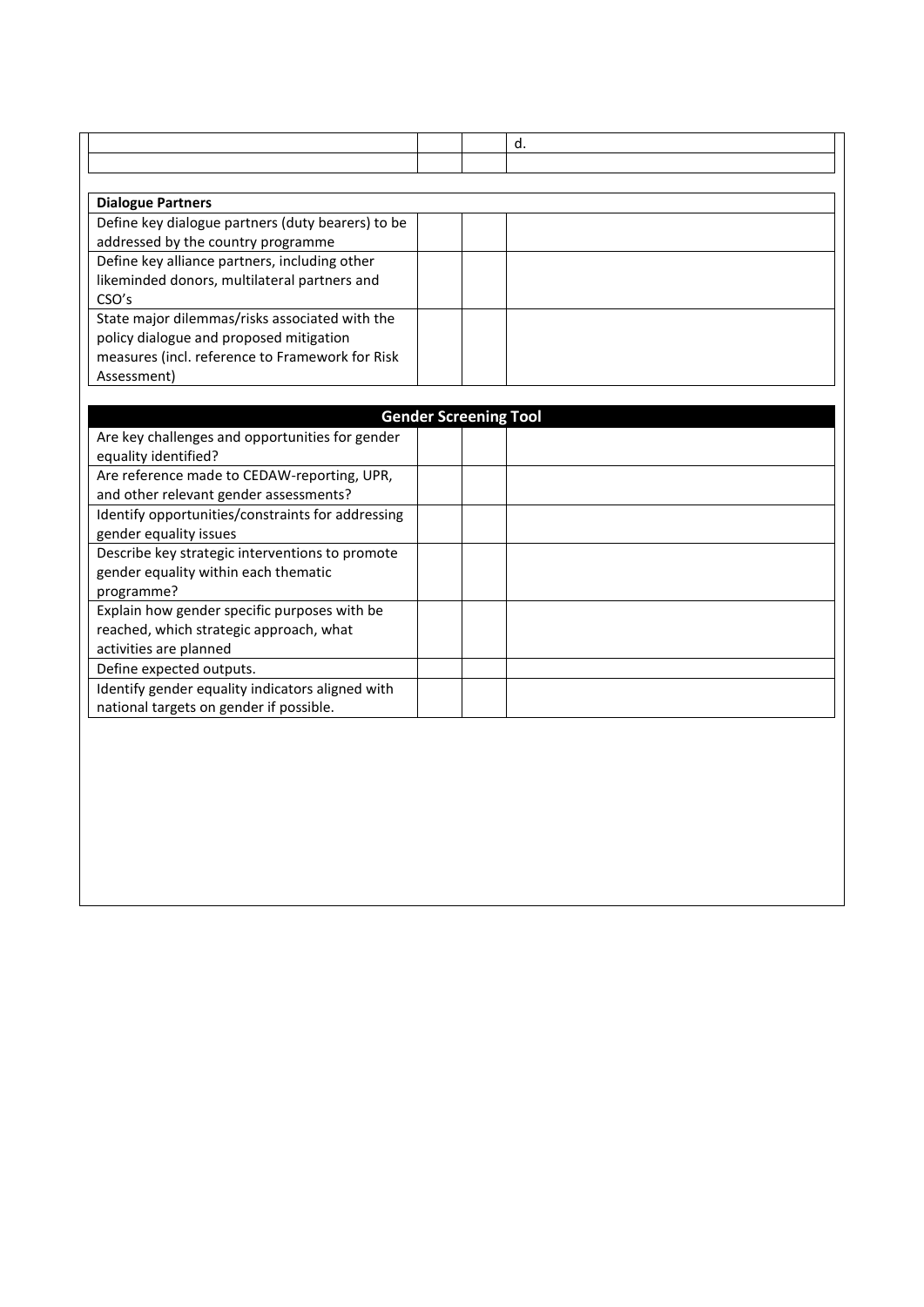| | | | |
|---|---|---|---|
| | | | d. |
| | | | |

| **Dialogue Partners** | | | |
|---|---|---|---|
| Define key dialogue partners (duty bearers) to be addressed by the country programme | | | |
| Define key alliance partners, including other likeminded donors, multilateral partners and CSO's | | | |
| State major dilemmas/risks associated with the policy dialogue and proposed mitigation measures (incl. reference to Framework for Risk Assessment) | | | |

| **Gender Screening Tool** | | | |
|---|---|---|---|
| Are key challenges and opportunities for gender equality identified? | | | |
| Are reference made to CEDAW-reporting, UPR, and other relevant gender assessments? | | | |
| Identify opportunities/constraints for addressing gender equality issues | | | |
| Describe key strategic interventions to promote gender equality within each thematic programme? | | | |
| Explain how gender specific purposes with be reached, which strategic approach, what activities are planned | | | |
| Define expected outputs. | | | |
| Identify gender equality indicators aligned with national targets on gender if possible. | | | |